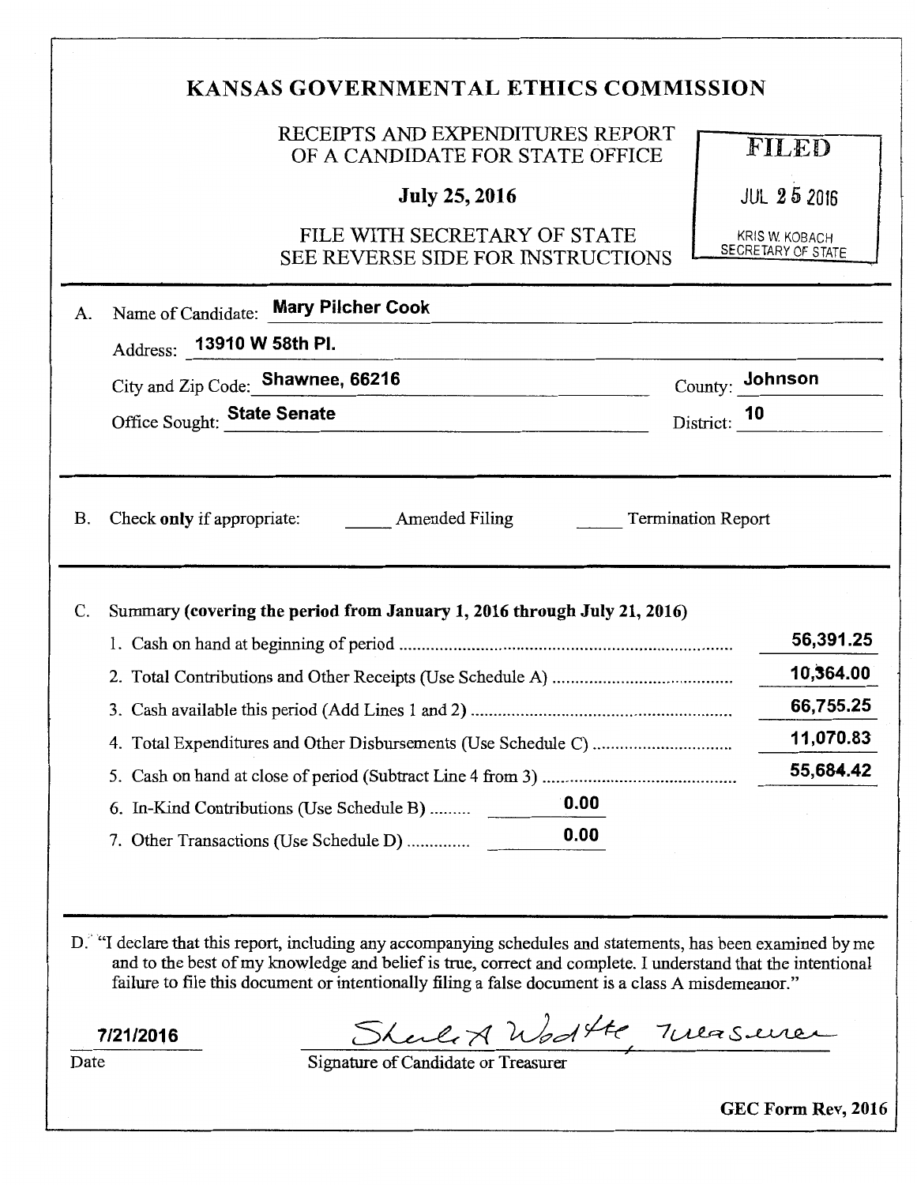# KANSAS GOVERNMENTAL ETHICS COMMISSION

RECEIPTS AND EXPENDITURES REPORT
OF A CANDIDATE FOR STATE OFFICE

**July 25, 2016**

FILE WITH SECRETARY OF STATE
SEE REVERSE SIDE FOR INSTRUCTIONS

FILED
JUL 25 2016
KRIS W. KOBACH
SECRETARY OF STATE

A. Name of Candidate: **Mary Pilcher Cook**

Address: **13910 W 58th Pl.**

City and Zip Code: **Shawnee, 66216** County: **Johnson**

Office Sought: **State Senate** District: **10**

B. Check **only** if appropriate: _____ Amended Filing _____ Termination Report

C. Summary **(covering the period from January 1, 2016 through July 21, 2016)**

| | | |
|---|---|---|
| 1. Cash on hand at beginning of period | | 56,391.25 |
| 2. Total Contributions and Other Receipts (Use Schedule A) | | 10,364.00 |
| 3. Cash available this period (Add Lines 1 and 2) | | 66,755.25 |
| 4. Total Expenditures and Other Disbursements (Use Schedule C) | | 11,070.83 |
| 5. Cash on hand at close of period (Subtract Line 4 from 3) | | 55,684.42 |
| 6. In-Kind Contributions (Use Schedule B) | 0.00 | |
| 7. Other Transactions (Use Schedule D) | 0.00 | |

D. "I declare that this report, including any accompanying schedules and statements, has been examined by me and to the best of my knowledge and belief is true, correct and complete. I understand that the intentional failure to file this document or intentionally filing a false document is a class A misdemeanor."

**7/21/2016** Sheila A Wodtke, Treasurer

Date Signature of Candidate or Treasurer

**GEC Form Rev, 2016**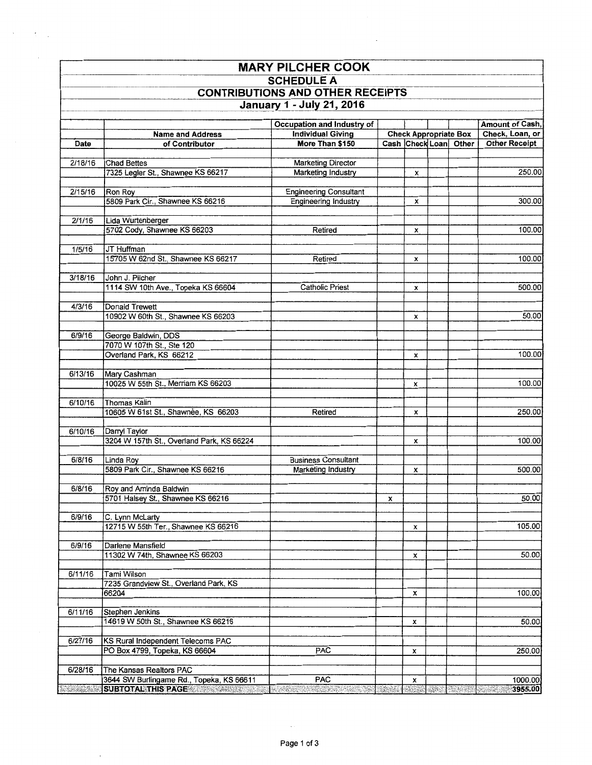# MARY PILCHER COOK

## SCHEDULE A

## CONTRIBUTIONS AND OTHER RECEIPTS

### January 1 - July 21, 2016

| Date | Name and Address of Contributor | Occupation and Industry of Individual Giving More Than $150 | Cash | Check | Loan | Other | Amount of Cash, Check, Loan, or Other Receipt |
|---|---|---|---|---|---|---|---|
| 2/18/16 | Chad Bettes<br>7325 Legler St., Shawnee KS 66217 | Marketing Director<br>Marketing Industry | | x | | | 250.00 |
| 2/15/16 | Ron Roy<br>5809 Park Cir., Shawnee KS 66216 | Engineering Consultant<br>Engineering Industry | | x | | | 300.00 |
| 2/1/16 | Lida Wurtenberger<br>5702 Cody, Shawnee KS 66203 | Retired | | x | | | 100.00 |
| 1/5/16 | JT Huffman<br>15705 W 62nd St., Shawnee KS 66217 | Retired | | x | | | 100.00 |
| 3/18/16 | John J. Pilcher<br>1114 SW 10th Ave., Topeka KS 66604 | Catholic Priest | | x | | | 500.00 |
| 4/3/16 | Donald Trewett<br>10902 W 60th St., Shawnee KS 66203 | | | x | | | 50.00 |
| 6/9/16 | George Baldwin, DDS<br>7070 W 107th St., Ste 120<br>Overland Park, KS 66212 | | | x | | | 100.00 |
| 6/13/16 | Mary Cashman<br>10025 W 55th St., Merriam KS 66203 | | | x | | | 100.00 |
| 6/10/16 | Thomas Kalin<br>10605 W 61st St., Shawnee, KS 66203 | Retired | | x | | | 250.00 |
| 6/10/16 | Darryl Taylor<br>3204 W 157th St., Overland Park, KS 66224 | | | x | | | 100.00 |
| 6/8/16 | Linda Roy<br>5809 Park Cir., Shawnee KS 66216 | Business Consultant<br>Marketing Industry | | x | | | 500.00 |
| 6/8/16 | Roy and Aminda Baldwin<br>5701 Halsey St., Shawnee KS 66216 | | x | | | | 50.00 |
| 6/9/16 | C. Lynn McLarty<br>12715 W 55th Ter., Shawnee KS 66216 | | | x | | | 105.00 |
| 6/9/16 | Darlene Mansfield<br>11302 W 74th, Shawnee KS 66203 | | | x | | | 50.00 |
| 6/11/16 | Tami Wilson<br>7235 Grandview St., Overland Park, KS<br>66204 | | | x | | | 100.00 |
| 6/11/16 | Stephen Jenkins<br>14619 W 50th St., Shawnee KS 66216 | | | x | | | 50.00 |
| 6/27/16 | KS Rural Independent Telecoms PAC<br>PO Box 4799, Topeka, KS 66604 | PAC | | x | | | 250.00 |
| 6/28/16 | The Kansas Realtors PAC<br>3644 SW Burlingame Rd., Topeka, KS 66611 | PAC | | x | | | 1000.00 |
| | **SUBTOTAL THIS PAGE** | | | | | | **3955.00** |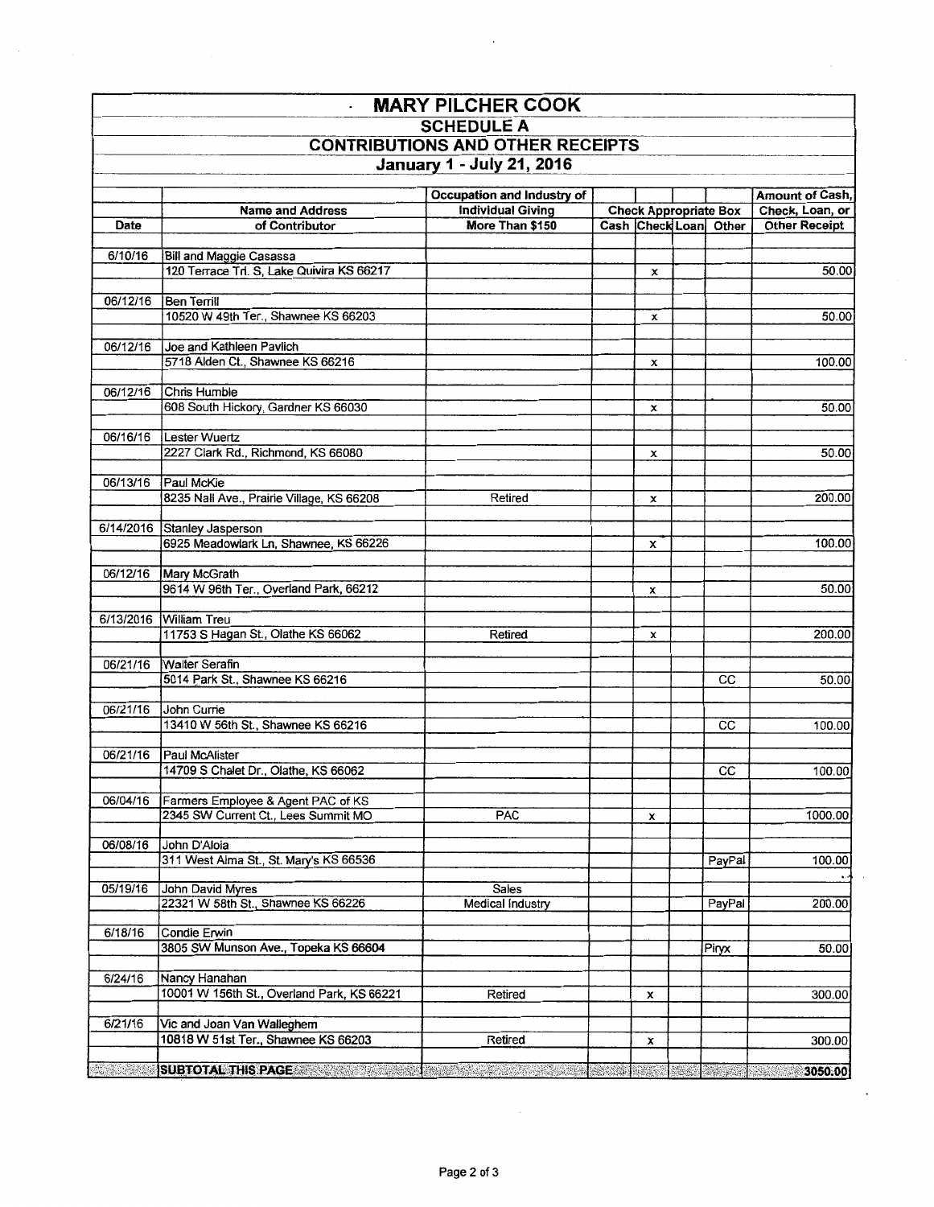# MARY PILCHER COOK

## SCHEDULE A

## CONTRIBUTIONS AND OTHER RECEIPTS

### January 1 - July 21, 2016

| Date | Name and Address of Contributor | Occupation and Industry of Individual Giving More Than $150 | Check Appropriate Box | | | | Amount of Cash, Check, Loan, or Other Receipt |
|---|---|---|---|---|---|---|---|
| | | | Cash | Check | Loan | Other | |
| 6/10/16 | Bill and Maggie Casassa<br>120 Terrace Trl. S, Lake Quivira KS 66217 | | | x | | | 50.00 |
| 06/12/16 | Ben Terrill<br>10520 W 49th Ter., Shawnee KS 66203 | | | x | | | 50.00 |
| 06/12/16 | Joe and Kathleen Pavlich<br>5718 Alden Ct., Shawnee KS 66216 | | | x | | | 100.00 |
| 06/12/16 | Chris Humble<br>608 South Hickory, Gardner KS 66030 | | | x | | | 50.00 |
| 06/16/16 | Lester Wuertz<br>2227 Clark Rd., Richmond, KS 66080 | | | x | | | 50.00 |
| 06/13/16 | Paul McKie<br>8235 Nall Ave., Prairie Village, KS 66208 | Retired | | x | | | 200.00 |
| 6/14/2016 | Stanley Jasperson<br>6925 Meadowlark Ln, Shawnee, KS 66226 | | | x | | | 100.00 |
| 06/12/16 | Mary McGrath<br>9614 W 96th Ter., Overland Park, 66212 | | | x | | | 50.00 |
| 6/13/2016 | William Treu<br>11753 S Hagan St., Olathe KS 66062 | Retired | | x | | | 200.00 |
| 06/21/16 | Walter Serafin<br>5014 Park St., Shawnee KS 66216 | | | | | CC | 50.00 |
| 06/21/16 | John Currie<br>13410 W 56th St., Shawnee KS 66216 | | | | | CC | 100.00 |
| 06/21/16 | Paul McAlister<br>14709 S Chalet Dr., Olathe, KS 66062 | | | | | CC | 100.00 |
| 06/04/16 | Farmers Employee & Agent PAC of KS<br>2345 SW Current Ct., Lees Summit MO | PAC | | x | | | 1000.00 |
| 06/08/16 | John D'Aloia<br>311 West Alma St., St. Mary's KS 66536 | | | | | PayPal | 100.00 |
| 05/19/16 | John David Myres<br>22321 W 58th St., Shawnee KS 66226 | Sales<br>Medical Industry | | | | PayPal | 200.00 |
| 6/18/16 | Condie Erwin<br>3805 SW Munson Ave., Topeka KS 66604 | | | | | Piryx | 50.00 |
| 6/24/16 | Nancy Hanahan<br>10001 W 156th St., Overland Park, KS 66221 | Retired | | x | | | 300.00 |
| 6/21/16 | Vic and Joan Van Walleghem<br>10818 W 51st Ter., Shawnee KS 66203 | Retired | | x | | | 300.00 |
| | **SUBTOTAL THIS PAGE** | | | | | | **3050.00** |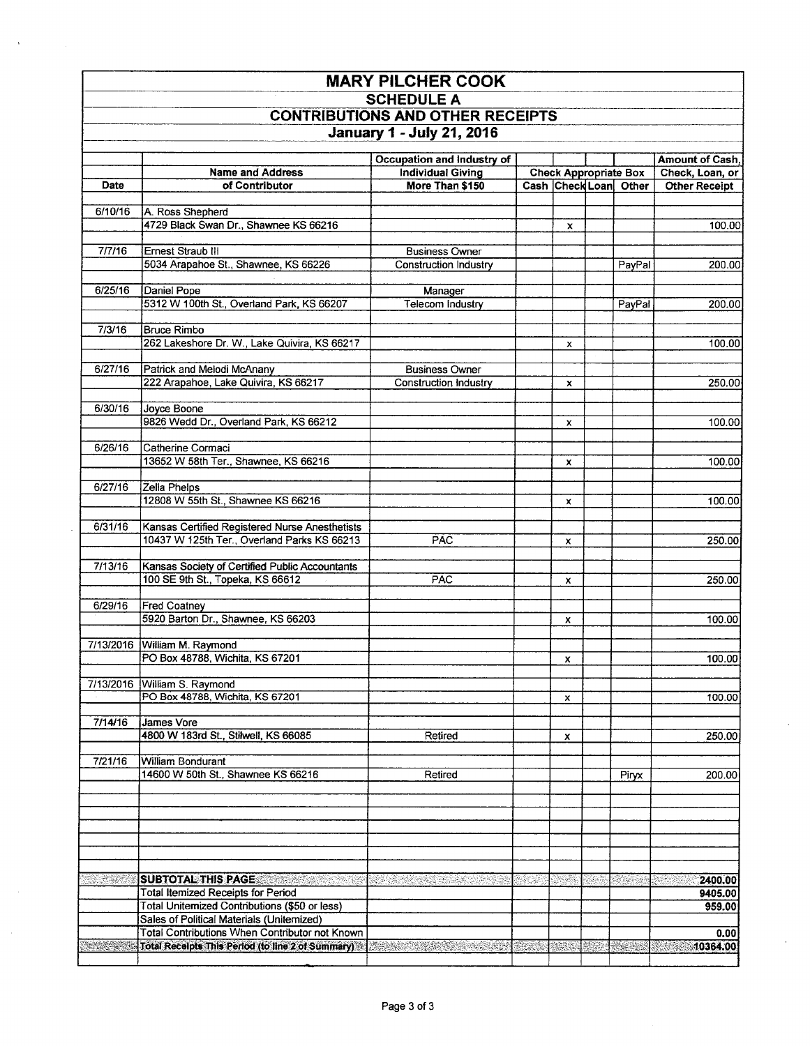# MARY PILCHER COOK

## SCHEDULE A

## CONTRIBUTIONS AND OTHER RECEIPTS

### January 1 - July 21, 2016

| Date | Name and Address of Contributor | Occupation and Industry of Individual Giving More Than $150 | Cash | Check | Loan | Other | Amount of Cash, Check, Loan, or Other Receipt |
|---|---|---|---|---|---|---|---|
| 6/10/16 | A. Ross Shepherd<br>4729 Black Swan Dr., Shawnee KS 66216 | | | x | | | 100.00 |
| 7/7/16 | Ernest Straub III<br>5034 Arapahoe St., Shawnee, KS 66226 | Business Owner<br>Construction Industry | | | | PayPal | 200.00 |
| 6/25/16 | Daniel Pope<br>5312 W 100th St., Overland Park, KS 66207 | Manager<br>Telecom Industry | | | | PayPal | 200.00 |
| 7/3/16 | Bruce Rimbo<br>262 Lakeshore Dr. W., Lake Quivira, KS 66217 | | | x | | | 100.00 |
| 6/27/16 | Patrick and Melodi McAnany<br>222 Arapahoe, Lake Quivira, KS 66217 | Business Owner<br>Construction Industry | | x | | | 250.00 |
| 6/30/16 | Joyce Boone<br>9826 Wedd Dr., Overland Park, KS 66212 | | | x | | | 100.00 |
| 6/26/16 | Catherine Cormaci<br>13652 W 58th Ter., Shawnee, KS 66216 | | | x | | | 100.00 |
| 6/27/16 | Zella Phelps<br>12808 W 55th St., Shawnee KS 66216 | | | x | | | 100.00 |
| 6/31/16 | Kansas Certified Registered Nurse Anesthetists<br>10437 W 125th Ter., Overland Parks KS 66213 | PAC | | x | | | 250.00 |
| 7/13/16 | Kansas Society of Certified Public Accountants<br>100 SE 9th St., Topeka, KS 66612 | PAC | | x | | | 250.00 |
| 6/29/16 | Fred Coatney<br>5920 Barton Dr., Shawnee, KS 66203 | | | x | | | 100.00 |
| 7/13/2016 | William M. Raymond<br>PO Box 48788, Wichita, KS 67201 | | | x | | | 100.00 |
| 7/13/2016 | William S. Raymond<br>PO Box 48788, Wichita, KS 67201 | | | x | | | 100.00 |
| 7/14/16 | James Vore<br>4800 W 183rd St., Stilwell, KS 66085 | Retired | | x | | | 250.00 |
| 7/21/16 | William Bondurant<br>14600 W 50th St., Shawnee KS 66216 | Retired | | | | Piryx | 200.00 |
| | **SUBTOTAL THIS PAGE** | | | | | | **2400.00** |
| | Total Itemized Receipts for Period | | | | | | **9405.00** |
| | Total Unitemized Contributions ($50 or less) | | | | | | **959.00** |
| | Sales of Political Materials (Unitemized) | | | | | | |
| | Total Contributions When Contributor not Known | | | | | | **0.00** |
| | **Total Receipts This Period (to line 2 of Summary)** | | | | | | **10364.00** |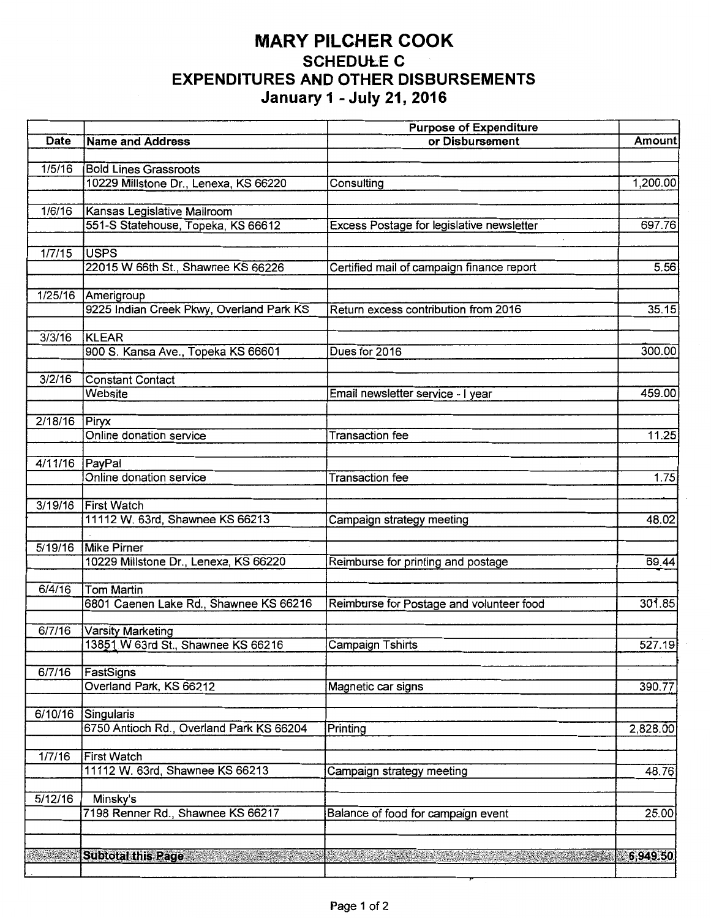# MARY PILCHER COOK

## SCHEDULE C

## EXPENDITURES AND OTHER DISBURSEMENTS

## January 1 - July 21, 2016

| Date | Name and Address | Purpose of Expenditure or Disbursement | Amount |
|---|---|---|---|
| 1/5/16 | Bold Lines Grassroots | | |
| | 10229 Millstone Dr., Lenexa, KS 66220 | Consulting | 1,200.00 |
| 1/6/16 | Kansas Legislative Mailroom | | |
| | 551-S Statehouse, Topeka, KS 66612 | Excess Postage for legislative newsletter | 697.76 |
| 1/7/15 | USPS | | |
| | 22015 W 66th St., Shawnee KS 66226 | Certified mail of campaign finance report | 5.56 |
| 1/25/16 | Amerigroup | | |
| | 9225 Indian Creek Pkwy, Overland Park KS | Return excess contribution from 2016 | 35.15 |
| 3/3/16 | KLEAR | | |
| | 900 S. Kansa Ave., Topeka KS 66601 | Dues for 2016 | 300.00 |
| 3/2/16 | Constant Contact | | |
| | Website | Email newsletter service - I year | 459.00 |
| 2/18/16 | Piryx | | |
| | Online donation service | Transaction fee | 11.25 |
| 4/11/16 | PayPal | | |
| | Online donation service | Transaction fee | 1.75 |
| 3/19/16 | First Watch | | |
| | 11112 W. 63rd, Shawnee KS 66213 | Campaign strategy meeting | 48.02 |
| 5/19/16 | Mike Pirner | | |
| | 10229 Millstone Dr., Lenexa, KS 66220 | Reimburse for printing and postage | 69.44 |
| 6/4/16 | Tom Martin | | |
| | 6801 Caenen Lake Rd., Shawnee KS 66216 | Reimburse for Postage and volunteer food | 301.85 |
| 6/7/16 | Varsity Marketing | | |
| | 13851 W 63rd St., Shawnee KS 66216 | Campaign Tshirts | 527.19 |
| 6/7/16 | FastSigns | | |
| | Overland Park, KS 66212 | Magnetic car signs | 390.77 |
| 6/10/16 | Singularis | | |
| | 6750 Antioch Rd., Overland Park KS 66204 | Printing | 2,828.00 |
| 1/7/16 | First Watch | | |
| | 11112 W. 63rd, Shawnee KS 66213 | Campaign strategy meeting | 48.76 |
| 5/12/16 | Minsky's | | |
| | 7198 Renner Rd., Shawnee KS 66217 | Balance of food for campaign event | 25.00 |
| | **Subtotal this Page** | | **6,949.50** |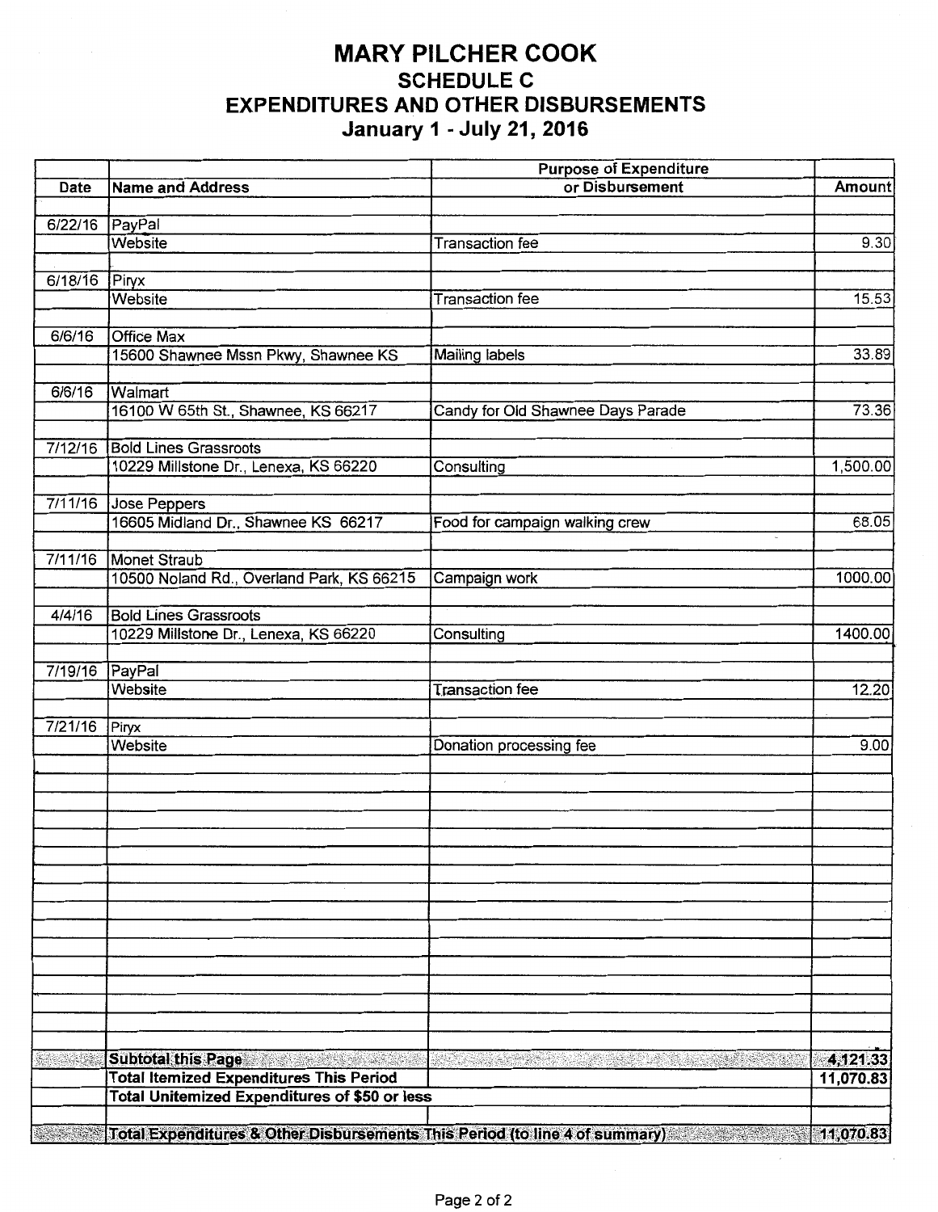# MARY PILCHER COOK

## SCHEDULE C

## EXPENDITURES AND OTHER DISBURSEMENTS

## January 1 - July 21, 2016

| Date | Name and Address | Purpose of Expenditure or Disbursement | Amount |
|---|---|---|---|
| 6/22/16 | PayPal | | |
| | Website | Transaction fee | 9.30 |
| 6/18/16 | Piryx | | |
| | Website | Transaction fee | 15.53 |
| 6/6/16 | Office Max | | |
| | 15600 Shawnee Mssn Pkwy, Shawnee KS | Mailing labels | 33.89 |
| 6/6/16 | Walmart | | |
| | 16100 W 65th St., Shawnee, KS 66217 | Candy for Old Shawnee Days Parade | 73.36 |
| 7/12/16 | Bold Lines Grassroots | | |
| | 10229 Millstone Dr., Lenexa, KS 66220 | Consulting | 1,500.00 |
| 7/11/16 | Jose Peppers | | |
| | 16605 Midland Dr., Shawnee KS 66217 | Food for campaign walking crew | 68.05 |
| 7/11/16 | Monet Straub | | |
| | 10500 Noland Rd., Overland Park, KS 66215 | Campaign work | 1000.00 |
| 4/4/16 | Bold Lines Grassroots | | |
| | 10229 Millstone Dr., Lenexa, KS 66220 | Consulting | 1400.00 |
| 7/19/16 | PayPal | | |
| | Website | Transaction fee | 12.20 |
| 7/21/16 | Piryx | | |
| | Website | Donation processing fee | 9.00 |
| | **Subtotal this Page** | | 4,121.33 |
| | **Total Itemized Expenditures This Period** | | 11,070.83 |
| | **Total Unitemized Expenditures of $50 or less** | | |
| | **Total Expenditures & Other Disbursements This Period (to line 4 of summary)** | | 11,070.83 |